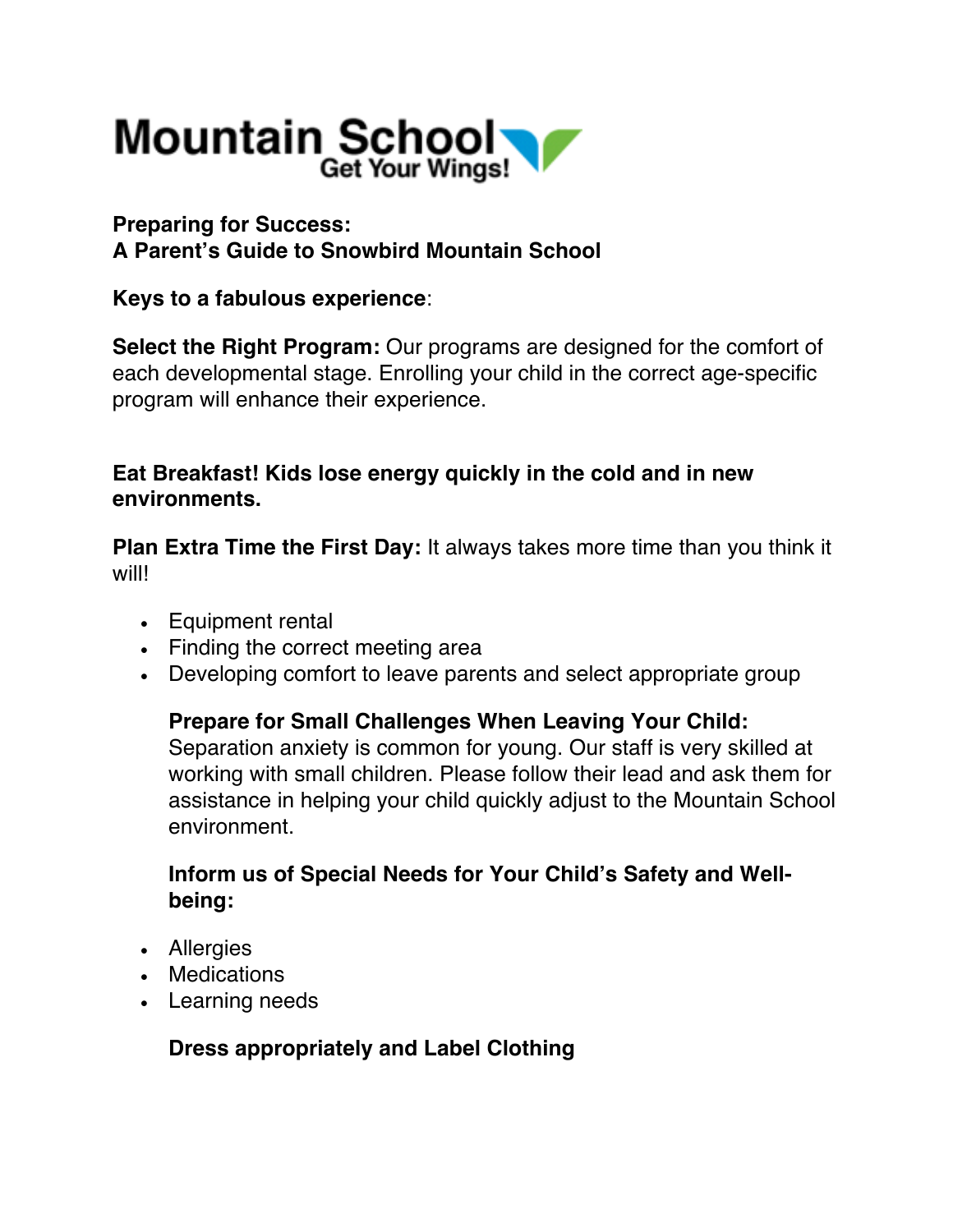Mountain School
Get Your Wings!

**Preparing for Success:**
**A Parent's Guide to Snowbird Mountain School**

**Keys to a fabulous experience**:

**Select the Right Program:** Our programs are designed for the comfort of each developmental stage. Enrolling your child in the correct age-specific program will enhance their experience.

**Eat Breakfast! Kids lose energy quickly in the cold and in new environments.**

**Plan Extra Time the First Day:** It always takes more time than you think it will!

- Equipment rental
- Finding the correct meeting area
- Developing comfort to leave parents and select appropriate group

**Prepare for Small Challenges When Leaving Your Child:** Separation anxiety is common for young. Our staff is very skilled at working with small children. Please follow their lead and ask them for assistance in helping your child quickly adjust to the Mountain School environment.

**Inform us of Special Needs for Your Child's Safety and Well-being:**

- Allergies
- Medications
- Learning needs

**Dress appropriately and Label Clothing**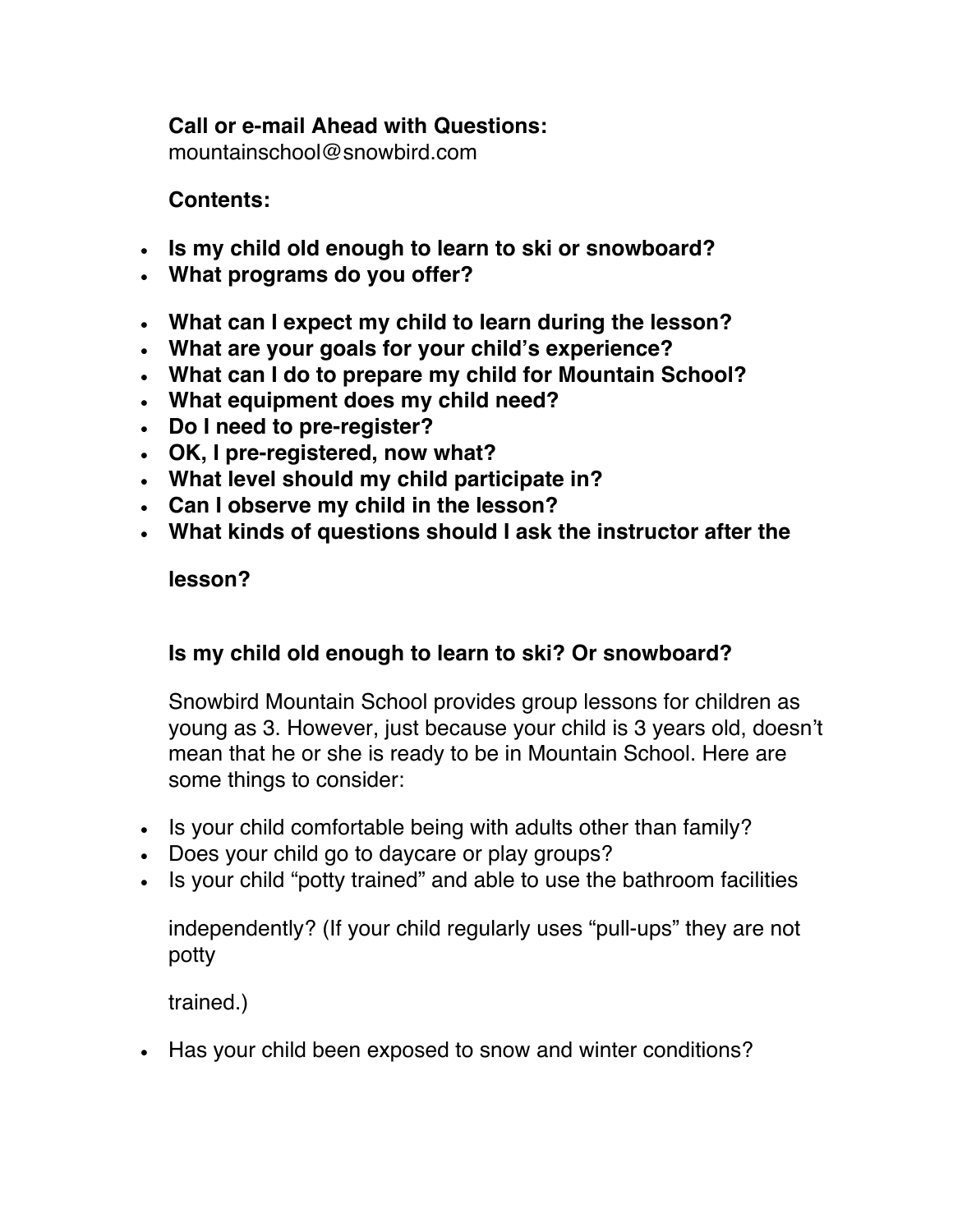**Call or e-mail Ahead with Questions:**
mountainschool@snowbird.com

**Contents:**

- **Is my child old enough to learn to ski or snowboard?**
- **What programs do you offer?**
- **What can I expect my child to learn during the lesson?**
- **What are your goals for your child's experience?**
- **What can I do to prepare my child for Mountain School?**
- **What equipment does my child need?**
- **Do I need to pre-register?**
- **OK, I pre-registered, now what?**
- **What level should my child participate in?**
- **Can I observe my child in the lesson?**
- **What kinds of questions should I ask the instructor after the lesson?**

## Is my child old enough to learn to ski? Or snowboard?

Snowbird Mountain School provides group lessons for children as young as 3. However, just because your child is 3 years old, doesn't mean that he or she is ready to be in Mountain School. Here are some things to consider:

- Is your child comfortable being with adults other than family?
- Does your child go to daycare or play groups?
- Is your child "potty trained" and able to use the bathroom facilities independently? (If your child regularly uses "pull-ups" they are not potty trained.)
- Has your child been exposed to snow and winter conditions?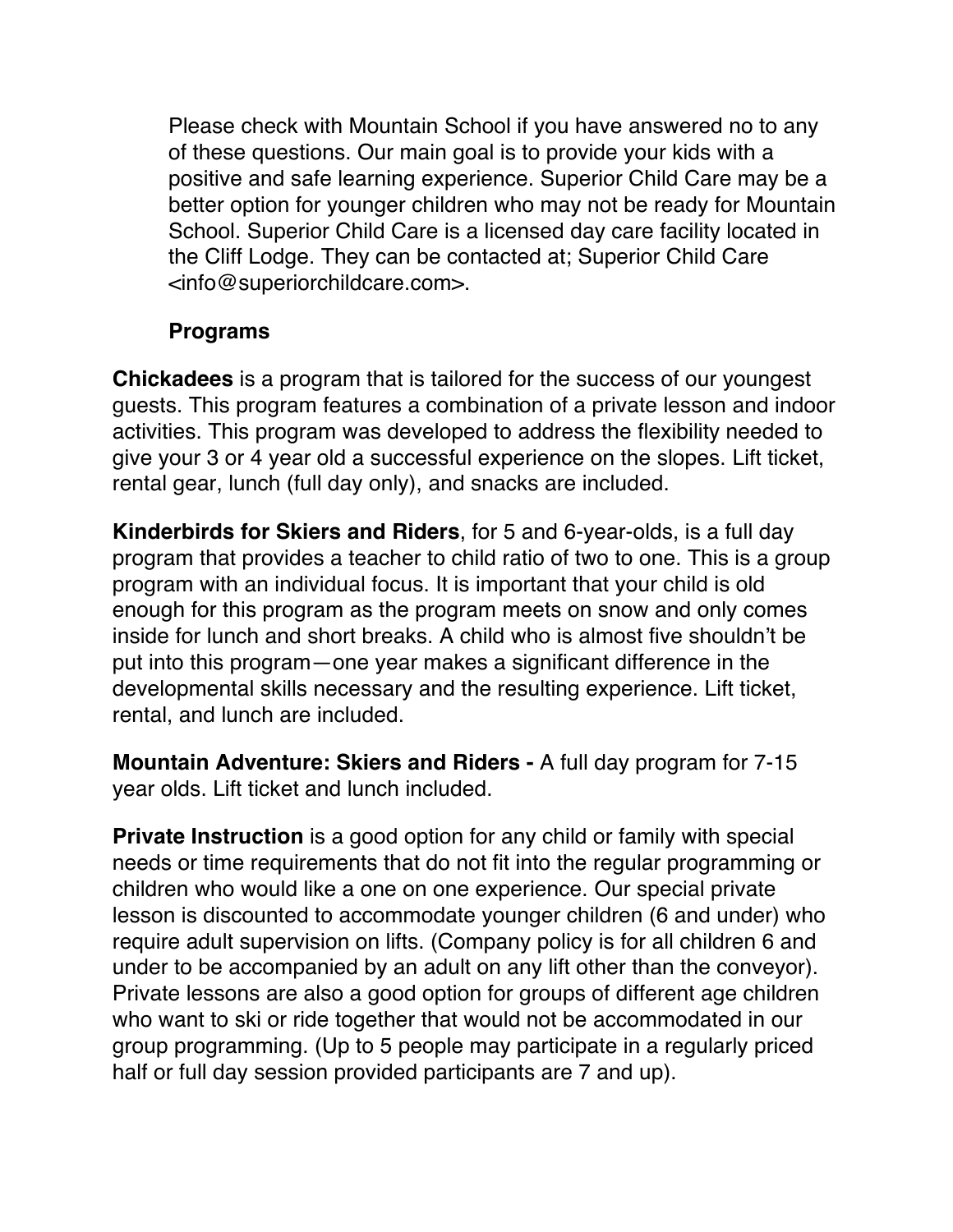Please check with Mountain School if you have answered no to any of these questions. Our main goal is to provide your kids with a positive and safe learning experience. Superior Child Care may be a better option for younger children who may not be ready for Mountain School. Superior Child Care is a licensed day care facility located in the Cliff Lodge. They can be contacted at; Superior Child Care <info@superiorchildcare.com>.

## Programs

**Chickadees** is a program that is tailored for the success of our youngest guests. This program features a combination of a private lesson and indoor activities. This program was developed to address the flexibility needed to give your 3 or 4 year old a successful experience on the slopes. Lift ticket, rental gear, lunch (full day only), and snacks are included.

**Kinderbirds for Skiers and Riders**, for 5 and 6-year-olds, is a full day program that provides a teacher to child ratio of two to one. This is a group program with an individual focus. It is important that your child is old enough for this program as the program meets on snow and only comes inside for lunch and short breaks. A child who is almost five shouldn't be put into this program—one year makes a significant difference in the developmental skills necessary and the resulting experience. Lift ticket, rental, and lunch are included.

**Mountain Adventure: Skiers and Riders -** A full day program for 7-15 year olds. Lift ticket and lunch included.

**Private Instruction** is a good option for any child or family with special needs or time requirements that do not fit into the regular programming or children who would like a one on one experience. Our special private lesson is discounted to accommodate younger children (6 and under) who require adult supervision on lifts. (Company policy is for all children 6 and under to be accompanied by an adult on any lift other than the conveyor). Private lessons are also a good option for groups of different age children who want to ski or ride together that would not be accommodated in our group programming. (Up to 5 people may participate in a regularly priced half or full day session provided participants are 7 and up).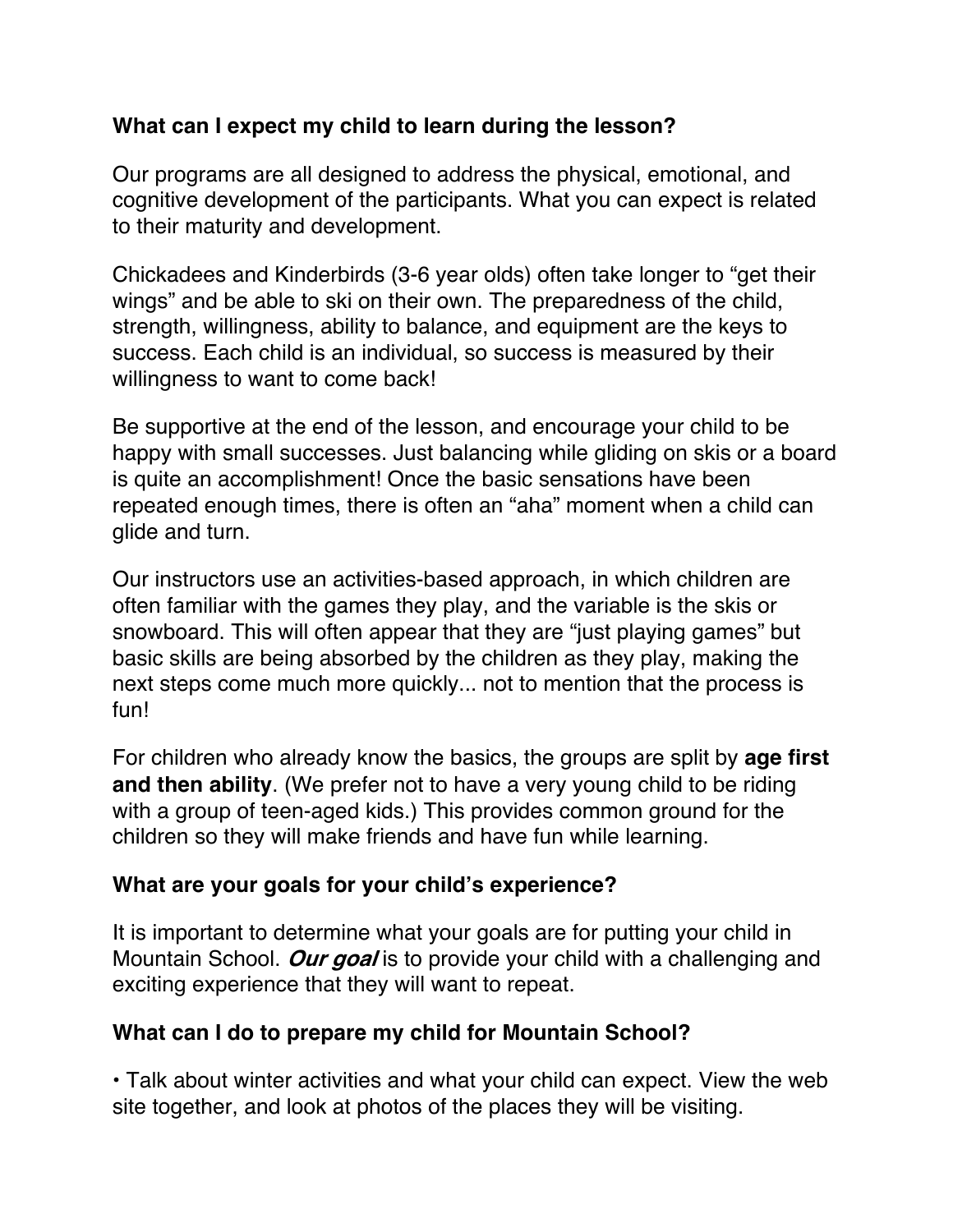### What can I expect my child to learn during the lesson?

Our programs are all designed to address the physical, emotional, and cognitive development of the participants. What you can expect is related to their maturity and development.

Chickadees and Kinderbirds (3-6 year olds) often take longer to “get their wings” and be able to ski on their own. The preparedness of the child, strength, willingness, ability to balance, and equipment are the keys to success. Each child is an individual, so success is measured by their willingness to want to come back!

Be supportive at the end of the lesson, and encourage your child to be happy with small successes. Just balancing while gliding on skis or a board is quite an accomplishment! Once the basic sensations have been repeated enough times, there is often an “aha” moment when a child can glide and turn.

Our instructors use an activities-based approach, in which children are often familiar with the games they play, and the variable is the skis or snowboard. This will often appear that they are “just playing games” but basic skills are being absorbed by the children as they play, making the next steps come much more quickly... not to mention that the process is fun!

For children who already know the basics, the groups are split by **age first and then ability**. (We prefer not to have a very young child to be riding with a group of teen-aged kids.) This provides common ground for the children so they will make friends and have fun while learning.

### What are your goals for your child’s experience?

It is important to determine what your goals are for putting your child in Mountain School. ***Our goal*** is to provide your child with a challenging and exciting experience that they will want to repeat.

### What can I do to prepare my child for Mountain School?

• Talk about winter activities and what your child can expect. View the web site together, and look at photos of the places they will be visiting.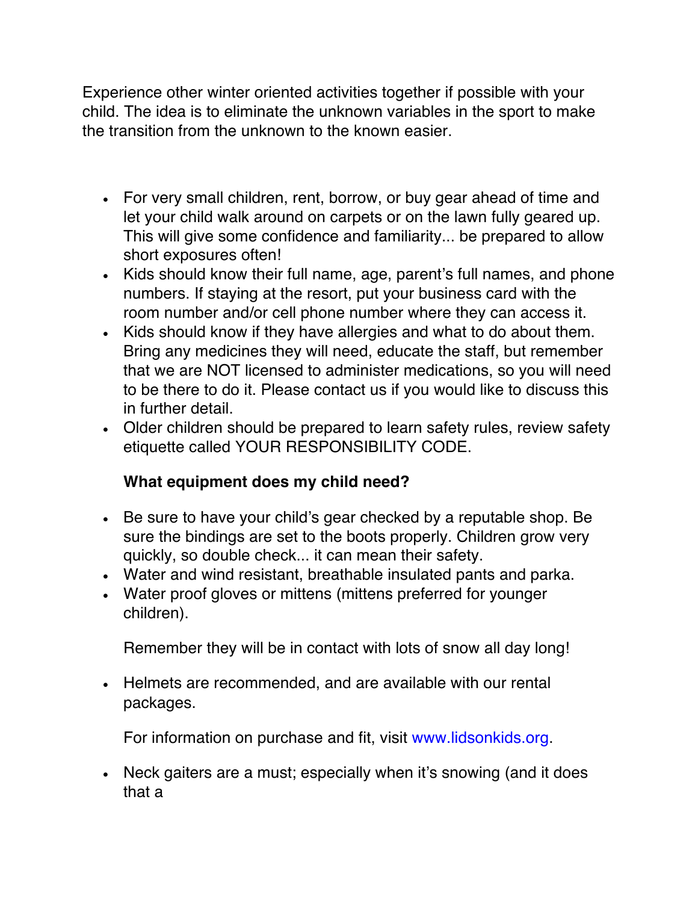Experience other winter oriented activities together if possible with your child. The idea is to eliminate the unknown variables in the sport to make the transition from the unknown to the known easier.

- For very small children, rent, borrow, or buy gear ahead of time and let your child walk around on carpets or on the lawn fully geared up. This will give some confidence and familiarity... be prepared to allow short exposures often!
- Kids should know their full name, age, parent's full names, and phone numbers. If staying at the resort, put your business card with the room number and/or cell phone number where they can access it.
- Kids should know if they have allergies and what to do about them. Bring any medicines they will need, educate the staff, but remember that we are NOT licensed to administer medications, so you will need to be there to do it. Please contact us if you would like to discuss this in further detail.
- Older children should be prepared to learn safety rules, review safety etiquette called YOUR RESPONSIBILITY CODE.

**What equipment does my child need?**

- Be sure to have your child's gear checked by a reputable shop. Be sure the bindings are set to the boots properly. Children grow very quickly, so double check... it can mean their safety.
- Water and wind resistant, breathable insulated pants and parka.
- Water proof gloves or mittens (mittens preferred for younger children).

  Remember they will be in contact with lots of snow all day long!

- Helmets are recommended, and are available with our rental packages.

  For information on purchase and fit, visit www.lidsonkids.org.

- Neck gaiters are a must; especially when it's snowing (and it does that a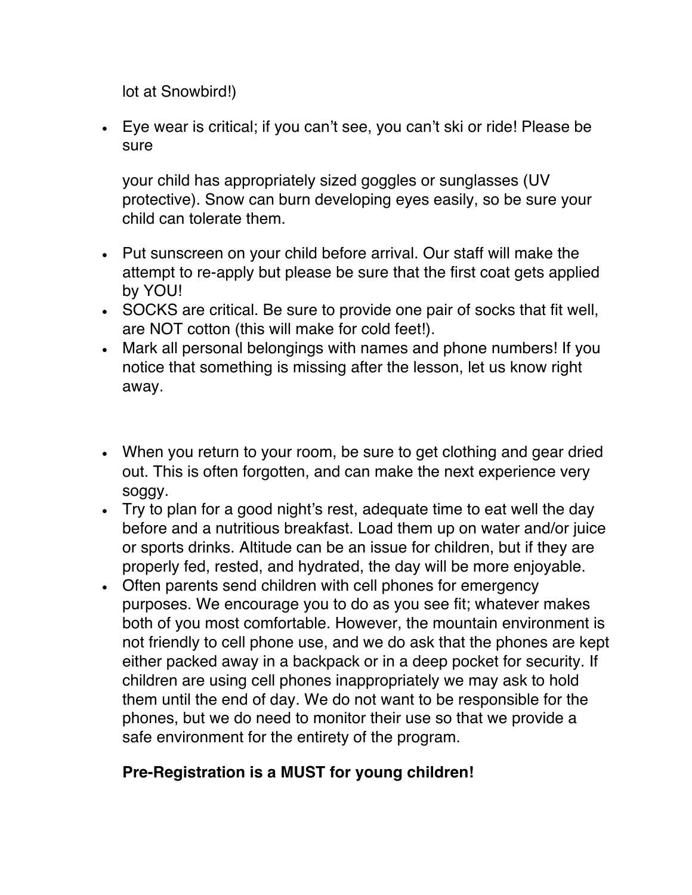lot at Snowbird!)

- Eye wear is critical; if you can't see, you can't ski or ride! Please be sure

  your child has appropriately sized goggles or sunglasses (UV protective). Snow can burn developing eyes easily, so be sure your child can tolerate them.

- Put sunscreen on your child before arrival. Our staff will make the attempt to re-apply but please be sure that the first coat gets applied by YOU!
- SOCKS are critical. Be sure to provide one pair of socks that fit well, are NOT cotton (this will make for cold feet!).
- Mark all personal belongings with names and phone numbers! If you notice that something is missing after the lesson, let us know right away.

- When you return to your room, be sure to get clothing and gear dried out. This is often forgotten, and can make the next experience very soggy.
- Try to plan for a good night's rest, adequate time to eat well the day before and a nutritious breakfast. Load them up on water and/or juice or sports drinks. Altitude can be an issue for children, but if they are properly fed, rested, and hydrated, the day will be more enjoyable.
- Often parents send children with cell phones for emergency purposes. We encourage you to do as you see fit; whatever makes both of you most comfortable. However, the mountain environment is not friendly to cell phone use, and we do ask that the phones are kept either packed away in a backpack or in a deep pocket for security. If children are using cell phones inappropriately we may ask to hold them until the end of day. We do not want to be responsible for the phones, but we do need to monitor their use so that we provide a safe environment for the entirety of the program.

**Pre-Registration is a MUST for young children!**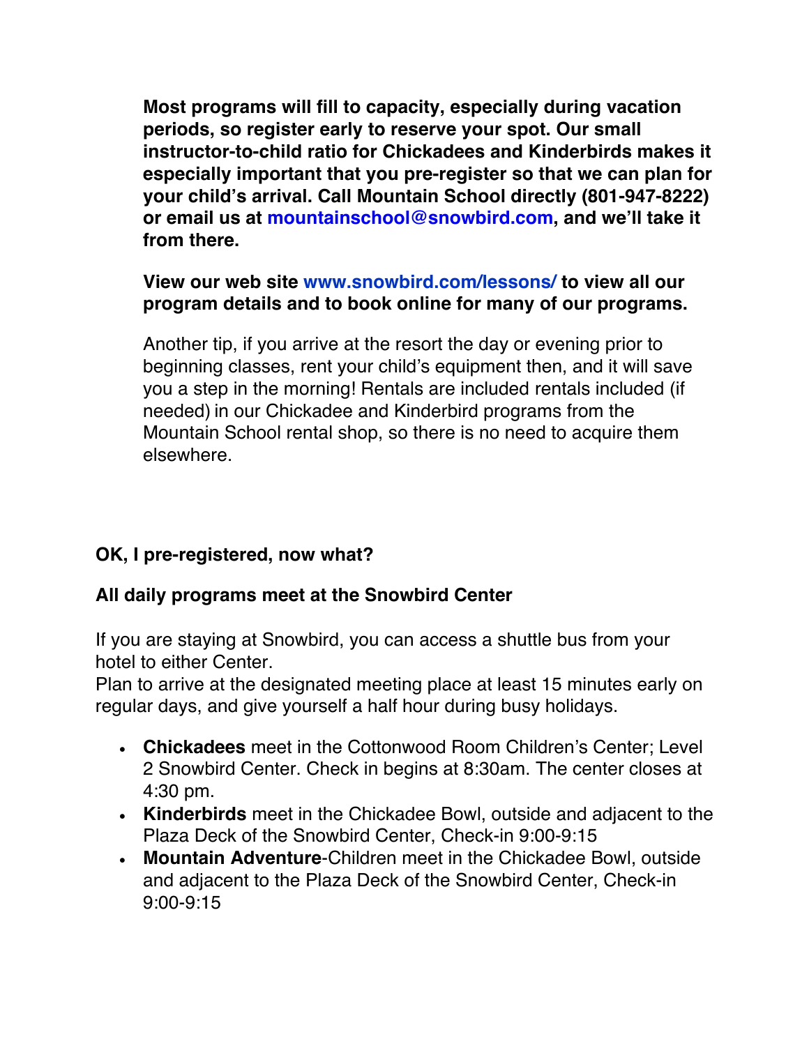**Most programs will fill to capacity, especially during vacation periods, so register early to reserve your spot. Our small instructor-to-child ratio for Chickadees and Kinderbirds makes it especially important that you pre-register so that we can plan for your child's arrival. Call Mountain School directly (801-947-8222) or email us at mountainschool@snowbird.com, and we'll take it from there.**

**View our web site www.snowbird.com/lessons/ to view all our program details and to book online for many of our programs.**

Another tip, if you arrive at the resort the day or evening prior to beginning classes, rent your child's equipment then, and it will save you a step in the morning! Rentals are included rentals included (if needed) in our Chickadee and Kinderbird programs from the Mountain School rental shop, so there is no need to acquire them elsewhere.

**OK, I pre-registered, now what?**

**All daily programs meet at the Snowbird Center**

If you are staying at Snowbird, you can access a shuttle bus from your hotel to either Center.
Plan to arrive at the designated meeting place at least 15 minutes early on regular days, and give yourself a half hour during busy holidays.

- **Chickadees** meet in the Cottonwood Room Children's Center; Level 2 Snowbird Center. Check in begins at 8:30am. The center closes at 4:30 pm.
- **Kinderbirds** meet in the Chickadee Bowl, outside and adjacent to the Plaza Deck of the Snowbird Center, Check-in 9:00-9:15
- **Mountain Adventure**-Children meet in the Chickadee Bowl, outside and adjacent to the Plaza Deck of the Snowbird Center, Check-in 9:00-9:15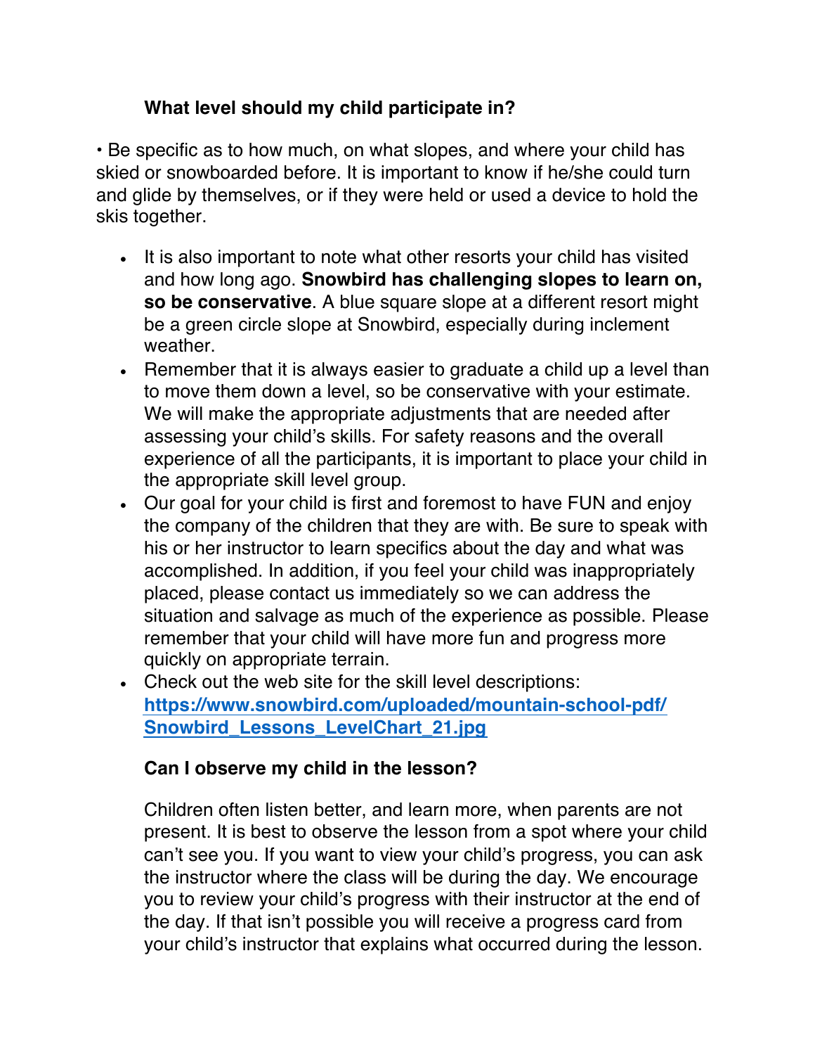### What level should my child participate in?

• Be specific as to how much, on what slopes, and where your child has skied or snowboarded before. It is important to know if he/she could turn and glide by themselves, or if they were held or used a device to hold the skis together.

- It is also important to note what other resorts your child has visited and how long ago. **Snowbird has challenging slopes to learn on, so be conservative**. A blue square slope at a different resort might be a green circle slope at Snowbird, especially during inclement weather.
- Remember that it is always easier to graduate a child up a level than to move them down a level, so be conservative with your estimate. We will make the appropriate adjustments that are needed after assessing your child's skills. For safety reasons and the overall experience of all the participants, it is important to place your child in the appropriate skill level group.
- Our goal for your child is first and foremost to have FUN and enjoy the company of the children that they are with. Be sure to speak with his or her instructor to learn specifics about the day and what was accomplished. In addition, if you feel your child was inappropriately placed, please contact us immediately so we can address the situation and salvage as much of the experience as possible. Please remember that your child will have more fun and progress more quickly on appropriate terrain.
- Check out the web site for the skill level descriptions: [**https://www.snowbird.com/uploaded/mountain-school-pdf/Snowbird_Lessons_LevelChart_21.jpg**](https://www.snowbird.com/uploaded/mountain-school-pdf/Snowbird_Lessons_LevelChart_21.jpg)

### Can I observe my child in the lesson?

Children often listen better, and learn more, when parents are not present. It is best to observe the lesson from a spot where your child can't see you. If you want to view your child's progress, you can ask the instructor where the class will be during the day. We encourage you to review your child's progress with their instructor at the end of the day. If that isn't possible you will receive a progress card from your child's instructor that explains what occurred during the lesson.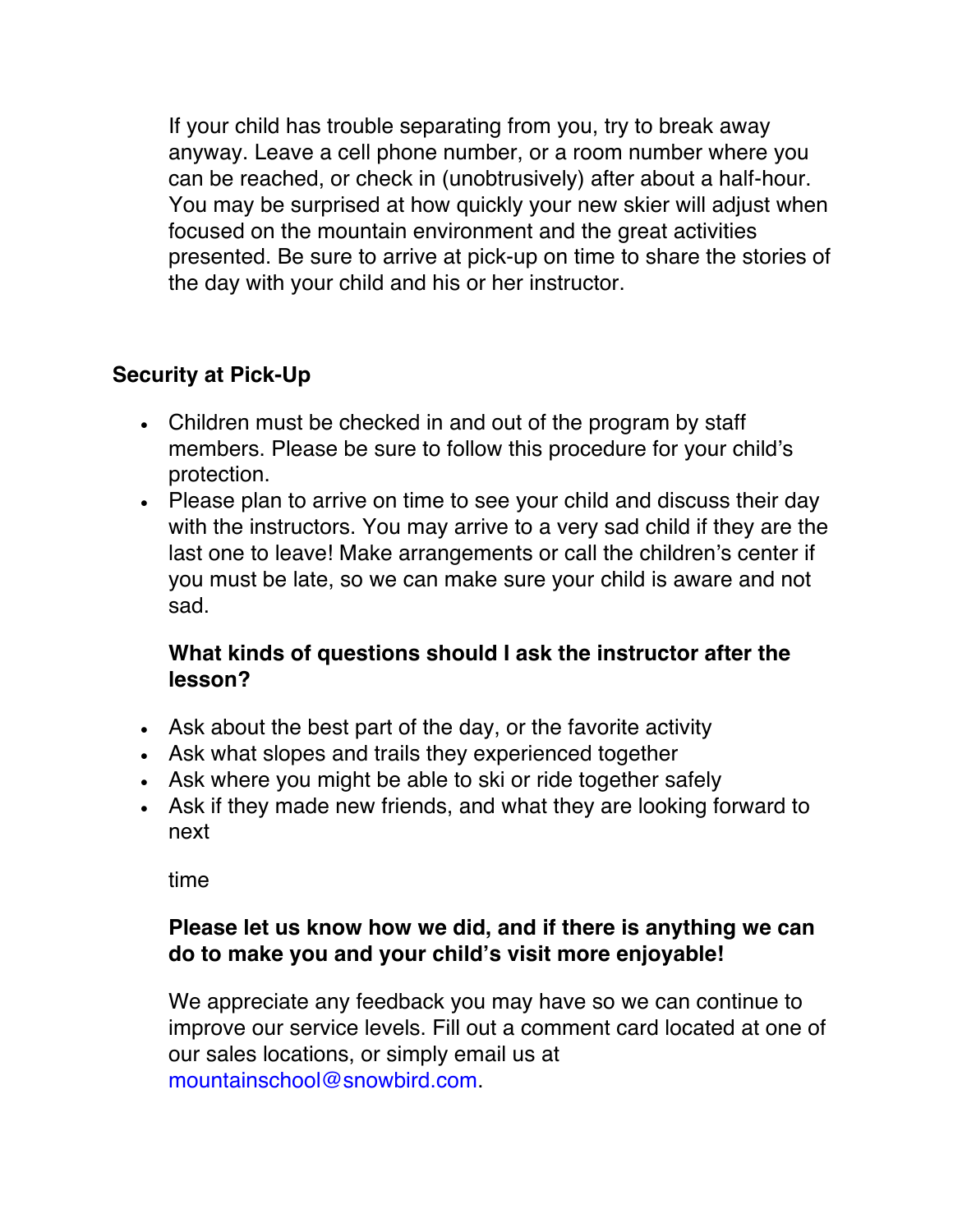If your child has trouble separating from you, try to break away anyway. Leave a cell phone number, or a room number where you can be reached, or check in (unobtrusively) after about a half-hour. You may be surprised at how quickly your new skier will adjust when focused on the mountain environment and the great activities presented. Be sure to arrive at pick-up on time to share the stories of the day with your child and his or her instructor.

**Security at Pick-Up**

- Children must be checked in and out of the program by staff members. Please be sure to follow this procedure for your child's protection.
- Please plan to arrive on time to see your child and discuss their day with the instructors. You may arrive to a very sad child if they are the last one to leave! Make arrangements or call the children's center if you must be late, so we can make sure your child is aware and not sad.

**What kinds of questions should I ask the instructor after the lesson?**

- Ask about the best part of the day, or the favorite activity
- Ask what slopes and trails they experienced together
- Ask where you might be able to ski or ride together safely
- Ask if they made new friends, and what they are looking forward to next

time

**Please let us know how we did, and if there is anything we can do to make you and your child's visit more enjoyable!**

We appreciate any feedback you may have so we can continue to improve our service levels. Fill out a comment card located at one of our sales locations, or simply email us at mountainschool@snowbird.com.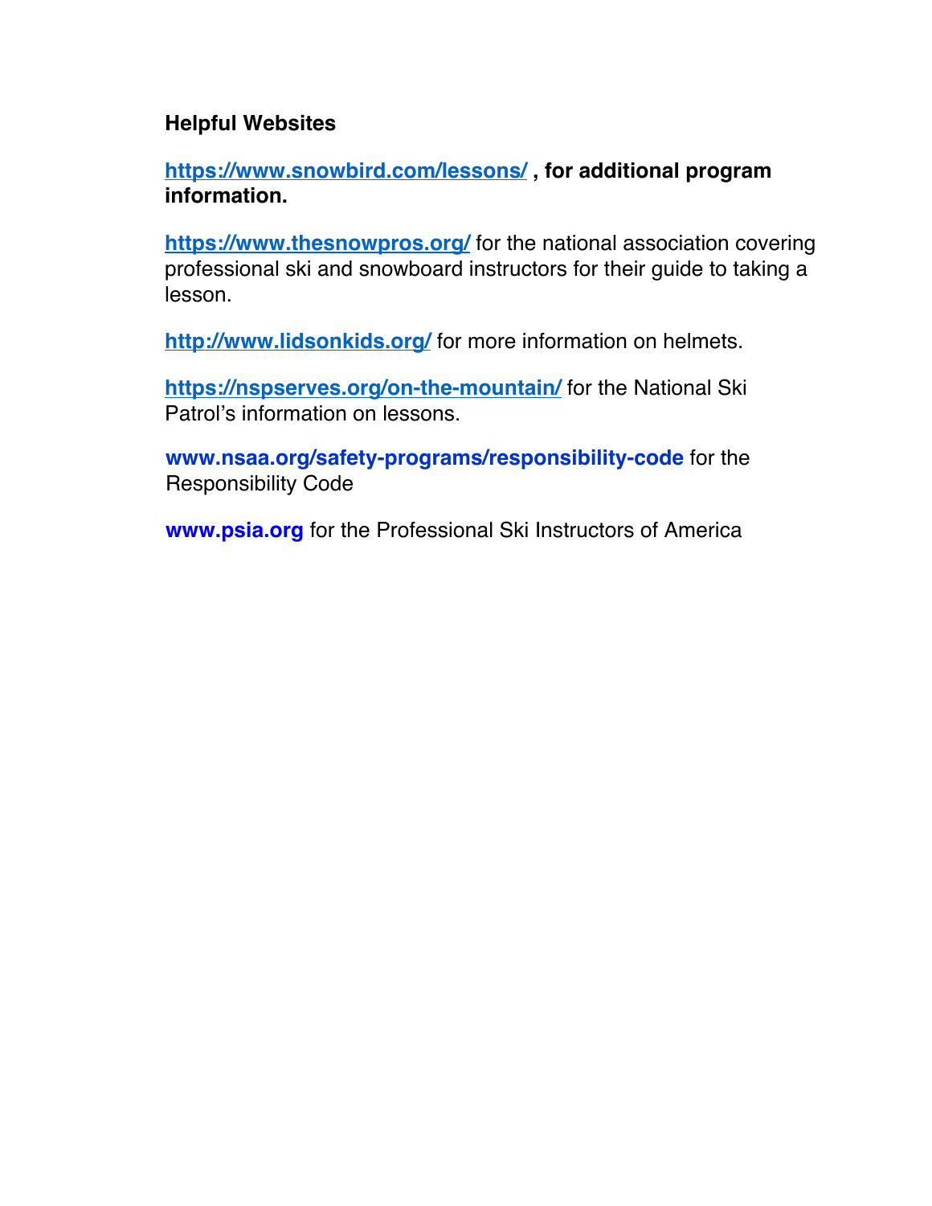**Helpful Websites**

**https://www.snowbird.com/lessons/ , for additional program information.**

**https://www.thesnowpros.org/** for the national association covering professional ski and snowboard instructors for their guide to taking a lesson.

**http://www.lidsonkids.org/** for more information on helmets.

**https://nspserves.org/on-the-mountain/** for the National Ski Patrol's information on lessons.

**www.nsaa.org/safety-programs/responsibility-code** for the Responsibility Code

**www.psia.org** for the Professional Ski Instructors of America